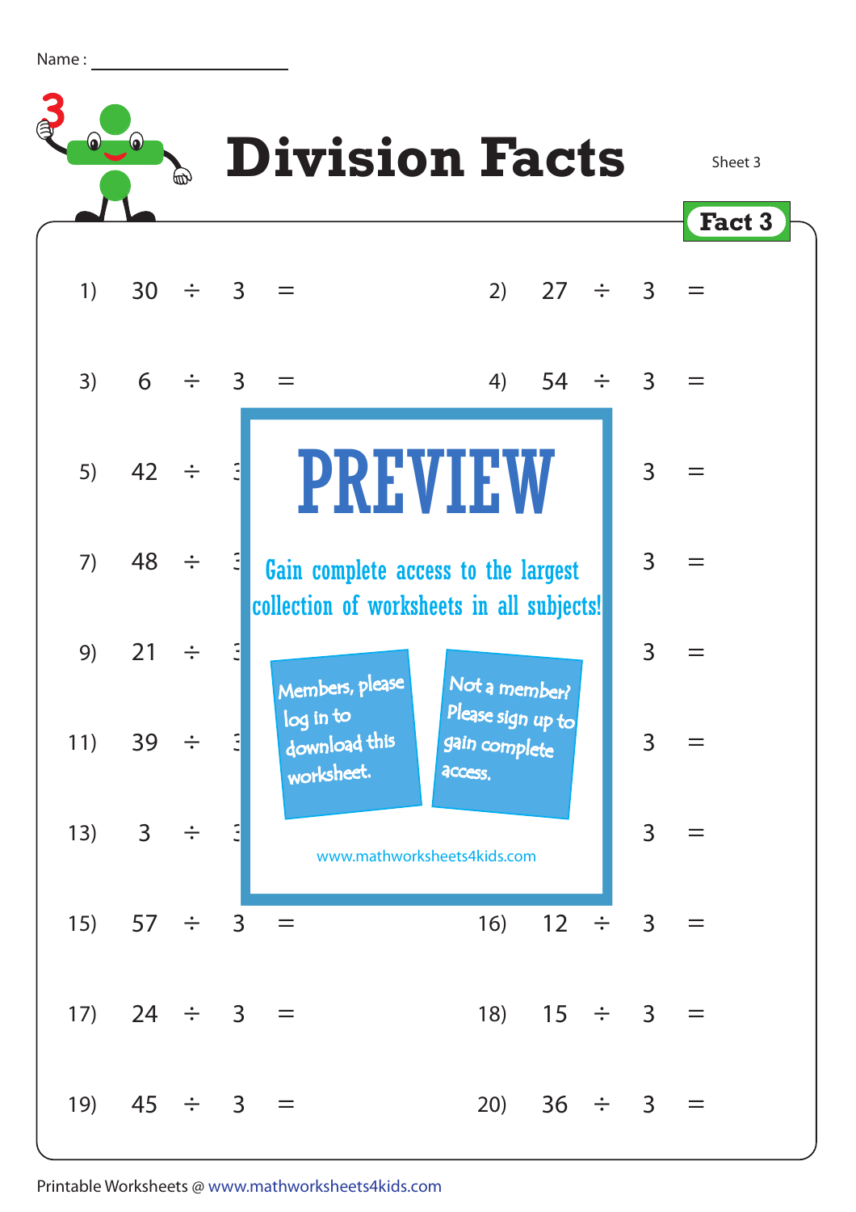Name : ____________________

# Division Facts

Sheet 3

**Fact 3**

1) 30 ÷ 3 =

2) 27 ÷ 3 =

3) 6 ÷ 3 =

4) 54 ÷ 3 =

5) 42 ÷ 3 =

6) ÷ 3 =

7) 48 ÷ 3 =

8) ÷ 3 =

9) 21 ÷ 3 =

10) ÷ 3 =

11) 39 ÷ 3 =

12) ÷ 3 =

13) 3 ÷ 3 =

14) ÷ 3 =

15) 57 ÷ 3 =

16) 12 ÷ 3 =

17) 24 ÷ 3 =

18) 15 ÷ 3 =

19) 45 ÷ 3 =

20) 36 ÷ 3 =

PREVIEW

Gain complete access to the largest collection of worksheets in all subjects!

Members, please log in to download this worksheet.

Not a member? Please sign up to gain complete access.

www.mathworksheets4kids.com

Printable Worksheets @ www.mathworksheets4kids.com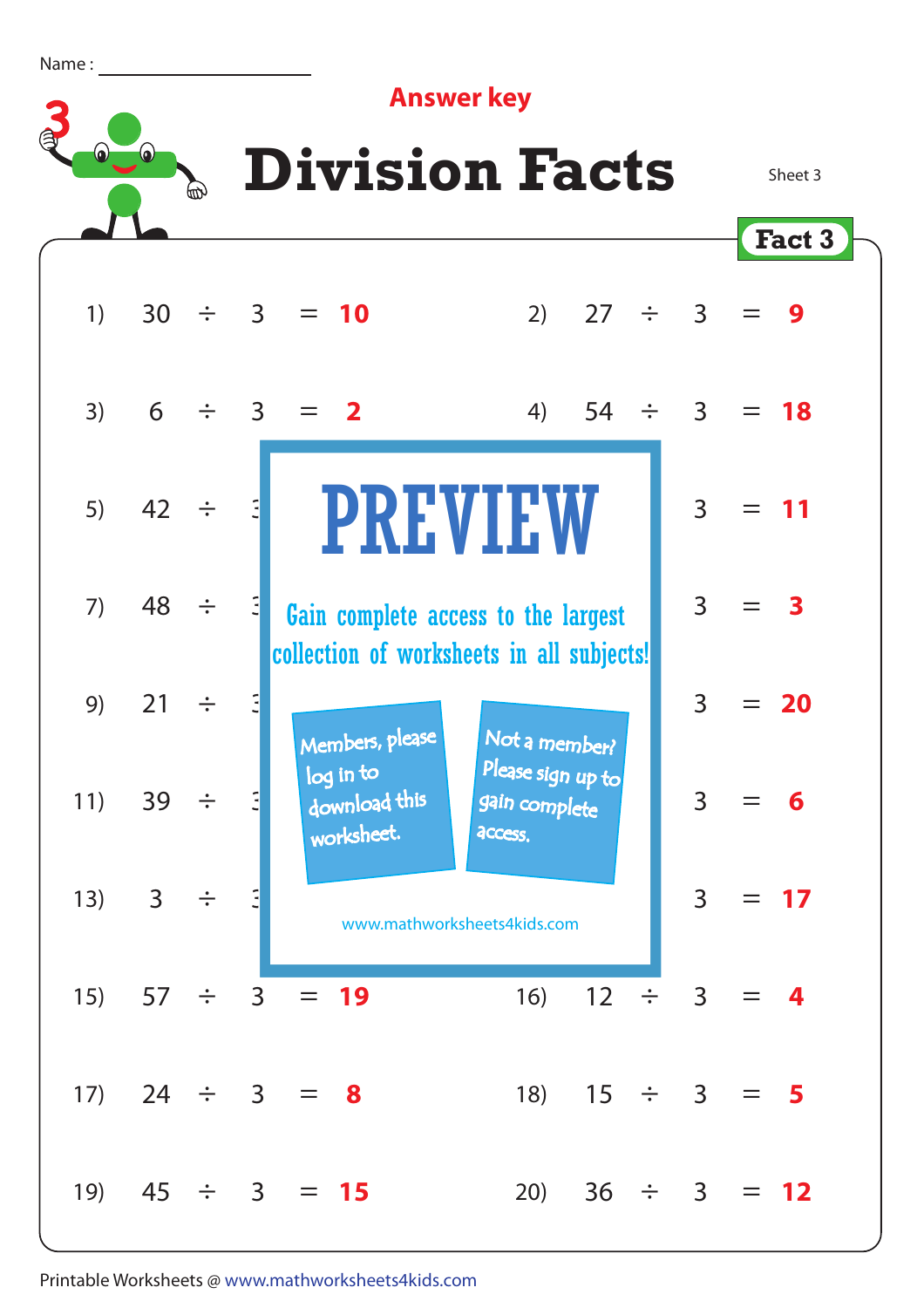Name : ____________________

**Answer key**

# Division Facts

Sheet 3

**Fact 3**

1) 30 ÷ 3 = **10**

2) 27 ÷ 3 = **9**

3) 6 ÷ 3 = **2**

4) 54 ÷ 3 = **18**

5) 42 ÷ 3

6) 3 = **11**

7) 48 ÷ 3

8) 3 = **3**

9) 21 ÷ 3

10) 3 = **20**

11) 39 ÷ 3

12) 3 = **6**

13) 3 ÷ 3

14) 3 = **17**

15) 57 ÷ 3 = **19**

16) 12 ÷ 3 = **4**

17) 24 ÷ 3 = **8**

18) 15 ÷ 3 = **5**

19) 45 ÷ 3 = **15**

20) 36 ÷ 3 = **12**

**PREVIEW**

Gain complete access to the largest collection of worksheets in all subjects!

Members, please log in to download this worksheet.

Not a member? Please sign up to gain complete access.

www.mathworksheets4kids.com

Printable Worksheets @ www.mathworksheets4kids.com